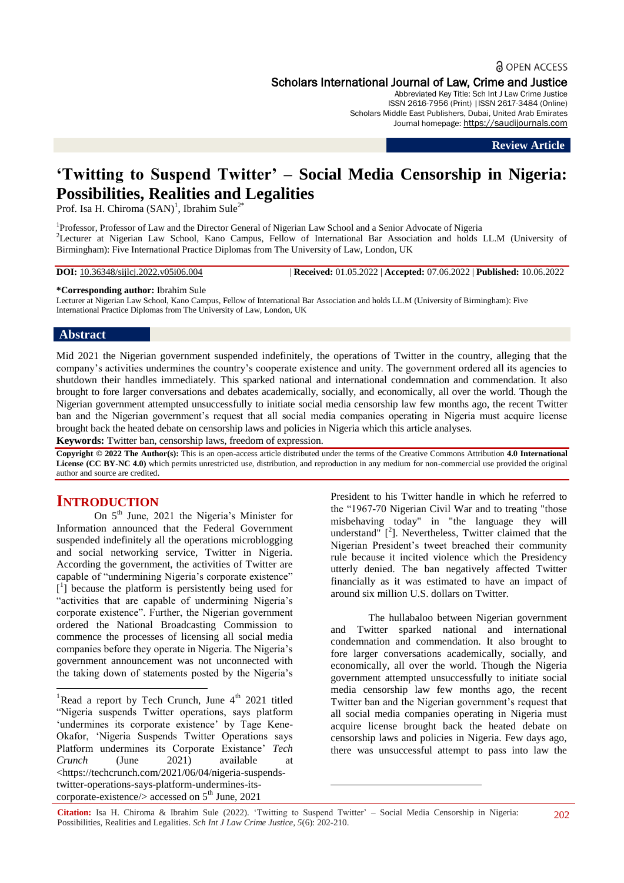Scholars International Journal of Law, Crime and Justice

Abbreviated Key Title: Sch Int J Law Crime Justice
ISSN 2616-7956 (Print) |ISSN 2617-3484 (Online)
Scholars Middle East Publishers, Dubai, United Arab Emirates
Journal homepage: https://saudijournals.com

**Review Article**

# 'Twitting to Suspend Twitter' – Social Media Censorship in Nigeria: Possibilities, Realities and Legalities

Prof. Isa H. Chiroma (SAN)[1], Ibrahim Sule[2*]

[1]Professor, Professor of Law and the Director General of Nigerian Law School and a Senior Advocate of Nigeria
[2]Lecturer at Nigerian Law School, Kano Campus, Fellow of International Bar Association and holds LL.M (University of Birmingham): Five International Practice Diplomas from The University of Law, London, UK

**DOI:** 10.36348/sijlcj.2022.v05i06.004 | **Received:** 01.05.2022 | **Accepted:** 07.06.2022 | **Published:** 10.06.2022

**\*Corresponding author:** Ibrahim Sule
Lecturer at Nigerian Law School, Kano Campus, Fellow of International Bar Association and holds LL.M (University of Birmingham): Five International Practice Diplomas from The University of Law, London, UK

## Abstract

Mid 2021 the Nigerian government suspended indefinitely, the operations of Twitter in the country, alleging that the company's activities undermines the country's cooperate existence and unity. The government ordered all its agencies to shutdown their handles immediately. This sparked national and international condemnation and commendation. It also brought to fore larger conversations and debates academically, socially, and economically, all over the world. Though the Nigerian government attempted unsuccessfully to initiate social media censorship law few months ago, the recent Twitter ban and the Nigerian government's request that all social media companies operating in Nigeria must acquire license brought back the heated debate on censorship laws and policies in Nigeria which this article analyses.

**Keywords:** Twitter ban, censorship laws, freedom of expression.

**Copyright © 2022 The Author(s):** This is an open-access article distributed under the terms of the Creative Commons Attribution **4.0 International License (CC BY-NC 4.0)** which permits unrestricted use, distribution, and reproduction in any medium for non-commercial use provided the original author and source are credited.

## INTRODUCTION

On 5th June, 2021 the Nigeria's Minister for Information announced that the Federal Government suspended indefinitely all the operations microblogging and social networking service, Twitter in Nigeria. According the government, the activities of Twitter are capable of "undermining Nigeria's corporate existence" [1] because the platform is persistently being used for "activities that are capable of undermining Nigeria's corporate existence". Further, the Nigerian government ordered the National Broadcasting Commission to commence the processes of licensing all social media companies before they operate in Nigeria. The Nigeria's government announcement was not unconnected with the taking down of statements posted by the Nigeria's President to his Twitter handle in which he referred to the "1967-70 Nigerian Civil War and to treating "those misbehaving today" in "the language they will understand" [2]. Nevertheless, Twitter claimed that the Nigerian President's tweet breached their community rule because it incited violence which the Presidency utterly denied. The ban negatively affected Twitter financially as it was estimated to have an impact of around six million U.S. dollars on Twitter.

The hullabaloo between Nigerian government and Twitter sparked national and international condemnation and commendation. It also brought to fore larger conversations academically, socially, and economically, all over the world. Though the Nigeria government attempted unsuccessfully to initiate social media censorship law few months ago, the recent Twitter ban and the Nigerian government's request that all social media companies operating in Nigeria must acquire license brought back the heated debate on censorship laws and policies in Nigeria. Few days ago, there was unsuccessful attempt to pass into law the

---

[1]Read a report by Tech Crunch, June 4th 2021 titled "Nigeria suspends Twitter operations, says platform 'undermines its corporate existence' by Tage Kene-Okafor, 'Nigeria Suspends Twitter Operations says Platform undermines its Corporate Existance' *Tech Crunch* (June 2021) available at <https://techcrunch.com/2021/06/04/nigeria-suspends-twitter-operations-says-platform-undermines-its-corporate-existence/> accessed on 5th June, 2021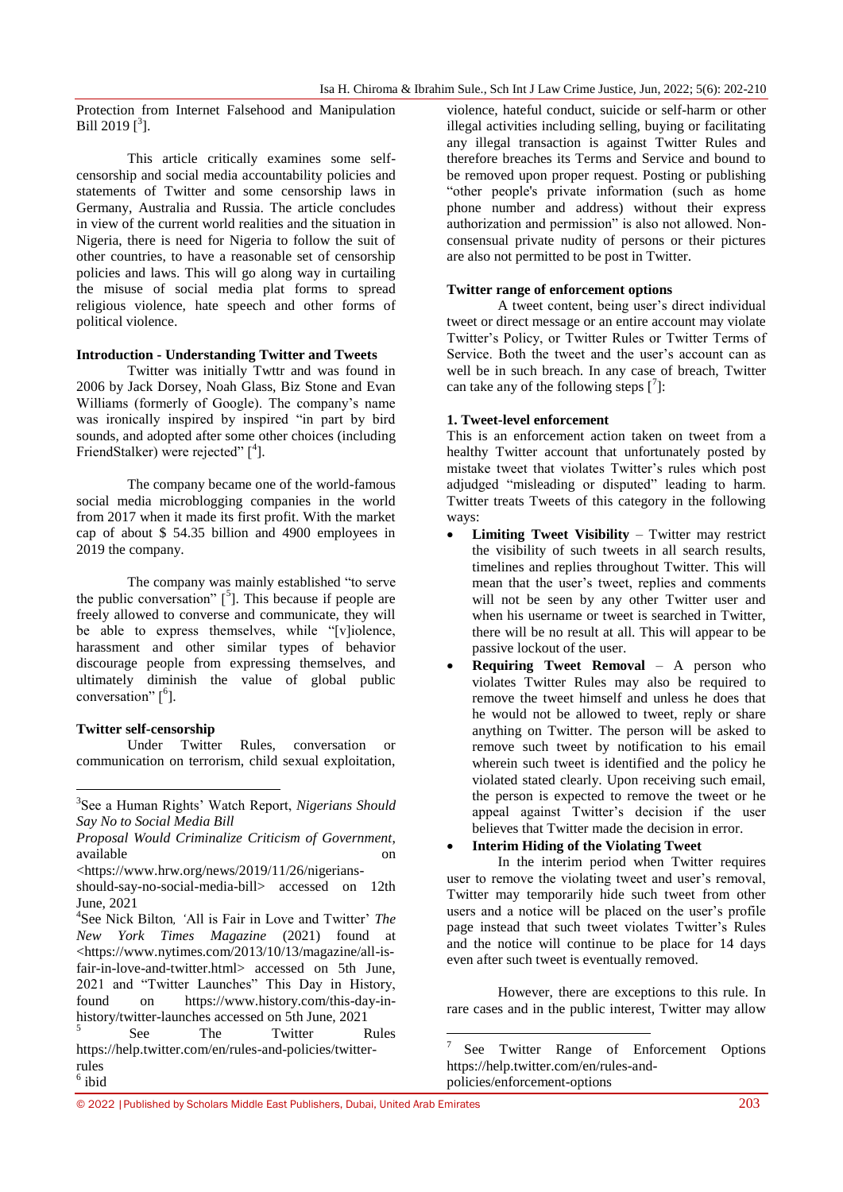Protection from Internet Falsehood and Manipulation Bill 2019 [3].

This article critically examines some self-censorship and social media accountability policies and statements of Twitter and some censorship laws in Germany, Australia and Russia. The article concludes in view of the current world realities and the situation in Nigeria, there is need for Nigeria to follow the suit of other countries, to have a reasonable set of censorship policies and laws. This will go along way in curtailing the misuse of social media plat forms to spread religious violence, hate speech and other forms of political violence.

**Introduction - Understanding Twitter and Tweets**

Twitter was initially Twttr and was found in 2006 by Jack Dorsey, Noah Glass, Biz Stone and Evan Williams (formerly of Google). The company's name was ironically inspired by inspired "in part by bird sounds, and adopted after some other choices (including FriendStalker) were rejected" [4].

The company became one of the world-famous social media microblogging companies in the world from 2017 when it made its first profit. With the market cap of about $ 54.35 billion and 4900 employees in 2019 the company.

The company was mainly established "to serve the public conversation" [5]. This because if people are freely allowed to converse and communicate, they will be able to express themselves, while "[v]iolence, harassment and other similar types of behavior discourage people from expressing themselves, and ultimately diminish the value of global public conversation" [6].

**Twitter self-censorship**

Under Twitter Rules, conversation or communication on terrorism, child sexual exploitation, violence, hateful conduct, suicide or self-harm or other illegal activities including selling, buying or facilitating any illegal transaction is against Twitter Rules and therefore breaches its Terms and Service and bound to be removed upon proper request. Posting or publishing "other people's private information (such as home phone number and address) without their express authorization and permission" is also not allowed. Non-consensual private nudity of persons or their pictures are also not permitted to be post in Twitter.

**Twitter range of enforcement options**

A tweet content, being user's direct individual tweet or direct message or an entire account may violate Twitter's Policy, or Twitter Rules or Twitter Terms of Service. Both the tweet and the user's account can as well be in such breach. In any case of breach, Twitter can take any of the following steps [7]:

**1. Tweet-level enforcement**

This is an enforcement action taken on tweet from a healthy Twitter account that unfortunately posted by mistake tweet that violates Twitter's rules which post adjudged "misleading or disputed" leading to harm. Twitter treats Tweets of this category in the following ways:

- **Limiting Tweet Visibility** – Twitter may restrict the visibility of such tweets in all search results, timelines and replies throughout Twitter. This will mean that the user's tweet, replies and comments will not be seen by any other Twitter user and when his username or tweet is searched in Twitter, there will be no result at all. This will appear to be passive lockout of the user.
- **Requiring Tweet Removal** – A person who violates Twitter Rules may also be required to remove the tweet himself and unless he does that he would not be allowed to tweet, reply or share anything on Twitter. The person will be asked to remove such tweet by notification to his email wherein such tweet is identified and the policy he violated stated clearly. Upon receiving such email, the person is expected to remove the tweet or he appeal against Twitter's decision if the user believes that Twitter made the decision in error.
- **Interim Hiding of the Violating Tweet**

In the interim period when Twitter requires user to remove the violating tweet and user's removal, Twitter may temporarily hide such tweet from other users and a notice will be placed on the user's profile page instead that such tweet violates Twitter's Rules and the notice will continue to be place for 14 days even after such tweet is eventually removed.

However, there are exceptions to this rule. In rare cases and in the public interest, Twitter may allow

---

[3] See a Human Rights' Watch Report, *Nigerians Should Say No to Social Media Bill Proposal Would Criminalize Criticism of Government*, available on <https://www.hrw.org/news/2019/11/26/nigerians-should-say-no-social-media-bill> accessed on 12th June, 2021

[4] See Nick Bilton, 'All is Fair in Love and Twitter' *The New York Times Magazine* (2021) found at <https://www.nytimes.com/2013/10/13/magazine/all-is-fair-in-love-and-twitter.html> accessed on 5th June, 2021 and "Twitter Launches" This Day in History, found on https://www.history.com/this-day-in-history/twitter-launches accessed on 5th June, 2021

[5] See The Twitter Rules https://help.twitter.com/en/rules-and-policies/twitter-rules

[6] ibid

[7] See Twitter Range of Enforcement Options https://help.twitter.com/en/rules-and-policies/enforcement-options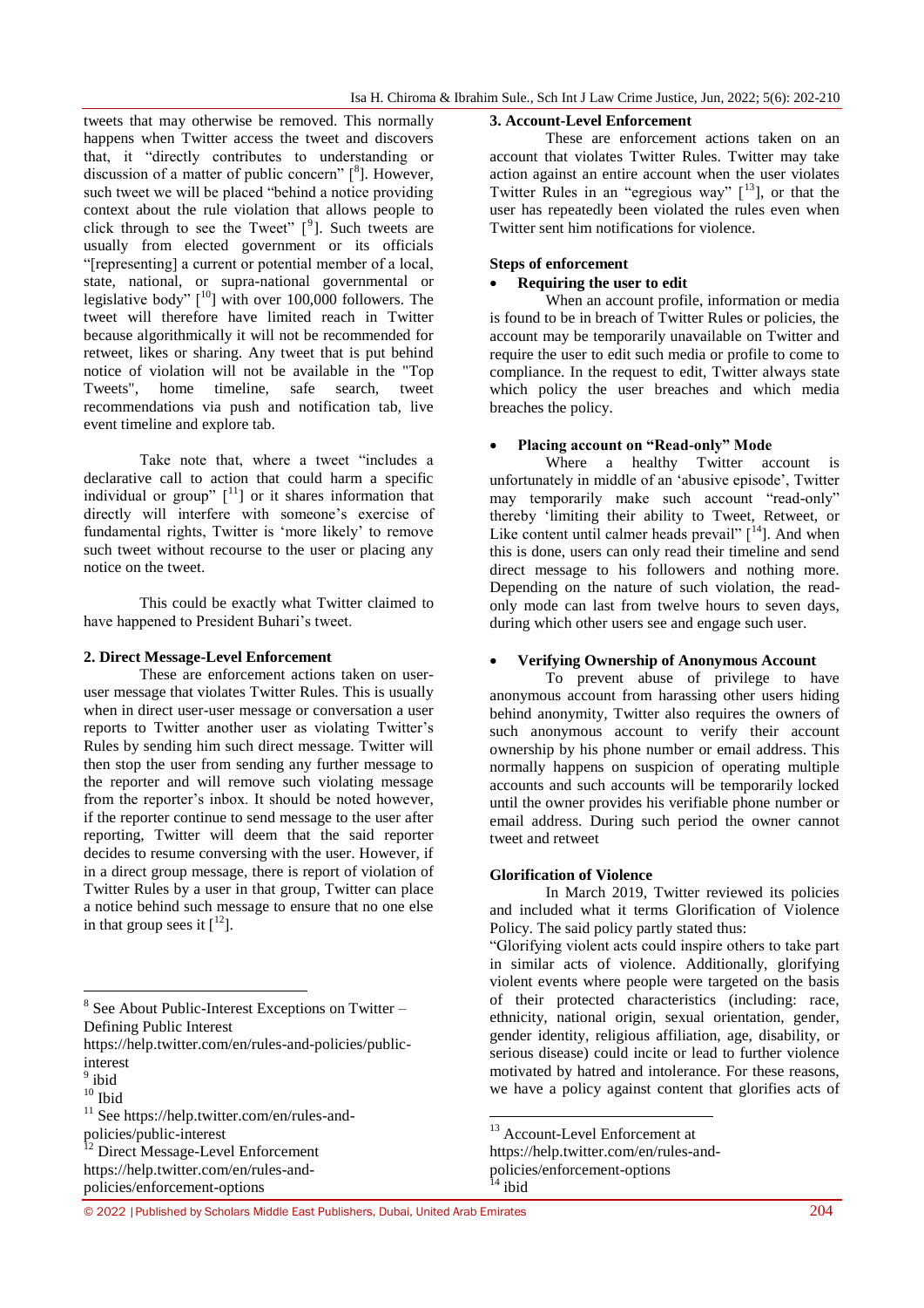tweets that may otherwise be removed. This normally happens when Twitter access the tweet and discovers that, it "directly contributes to understanding or discussion of a matter of public concern" [8]. However, such tweet we will be placed "behind a notice providing context about the rule violation that allows people to click through to see the Tweet" [9]. Such tweets are usually from elected government or its officials "[representing] a current or potential member of a local, state, national, or supra-national governmental or legislative body" [10] with over 100,000 followers. The tweet will therefore have limited reach in Twitter because algorithmically it will not be recommended for retweet, likes or sharing. Any tweet that is put behind notice of violation will not be available in the "Top Tweets", home timeline, safe search, tweet recommendations via push and notification tab, live event timeline and explore tab.

Take note that, where a tweet "includes a declarative call to action that could harm a specific individual or group" [11] or it shares information that directly will interfere with someone's exercise of fundamental rights, Twitter is 'more likely' to remove such tweet without recourse to the user or placing any notice on the tweet.

This could be exactly what Twitter claimed to have happened to President Buhari's tweet.

### 2. Direct Message-Level Enforcement

These are enforcement actions taken on user-user message that violates Twitter Rules. This is usually when in direct user-user message or conversation a user reports to Twitter another user as violating Twitter's Rules by sending him such direct message. Twitter will then stop the user from sending any further message to the reporter and will remove such violating message from the reporter's inbox. It should be noted however, if the reporter continue to send message to the user after reporting, Twitter will deem that the said reporter decides to resume conversing with the user. However, if in a direct group message, there is report of violation of Twitter Rules by a user in that group, Twitter can place a notice behind such message to ensure that no one else in that group sees it [12].

### 3. Account-Level Enforcement

These are enforcement actions taken on an account that violates Twitter Rules. Twitter may take action against an entire account when the user violates Twitter Rules in an "egregious way" [13], or that the user has repeatedly been violated the rules even when Twitter sent him notifications for violence.

#### Steps of enforcement

- **Requiring the user to edit**

When an account profile, information or media is found to be in breach of Twitter Rules or policies, the account may be temporarily unavailable on Twitter and require the user to edit such media or profile to come to compliance. In the request to edit, Twitter always state which policy the user breaches and which media breaches the policy.

- **Placing account on "Read-only" Mode**

Where a healthy Twitter account is unfortunately in middle of an 'abusive episode', Twitter may temporarily make such account "read-only" thereby 'limiting their ability to Tweet, Retweet, or Like content until calmer heads prevail" [14]. And when this is done, users can only read their timeline and send direct message to his followers and nothing more. Depending on the nature of such violation, the read-only mode can last from twelve hours to seven days, during which other users see and engage such user.

- **Verifying Ownership of Anonymous Account**

To prevent abuse of privilege to have anonymous account from harassing other users hiding behind anonymity, Twitter also requires the owners of such anonymous account to verify their account ownership by his phone number or email address. This normally happens on suspicion of operating multiple accounts and such accounts will be temporarily locked until the owner provides his verifiable phone number or email address. During such period the owner cannot tweet and retweet

#### Glorification of Violence

In March 2019, Twitter reviewed its policies and included what it terms Glorification of Violence Policy. The said policy partly stated thus:

"Glorifying violent acts could inspire others to take part in similar acts of violence. Additionally, glorifying violent events where people were targeted on the basis of their protected characteristics (including: race, ethnicity, national origin, sexual orientation, gender, gender identity, religious affiliation, age, disability, or serious disease) could incite or lead to further violence motivated by hatred and intolerance. For these reasons, we have a policy against content that glorifies acts of

---

[8] See About Public-Interest Exceptions on Twitter – Defining Public Interest https://help.twitter.com/en/rules-and-policies/public-interest

[9] ibid

[10] Ibid

[11] See https://help.twitter.com/en/rules-and-policies/public-interest

[12] Direct Message-Level Enforcement https://help.twitter.com/en/rules-and-policies/enforcement-options

[13] Account-Level Enforcement at https://help.twitter.com/en/rules-and-policies/enforcement-options

[14] ibid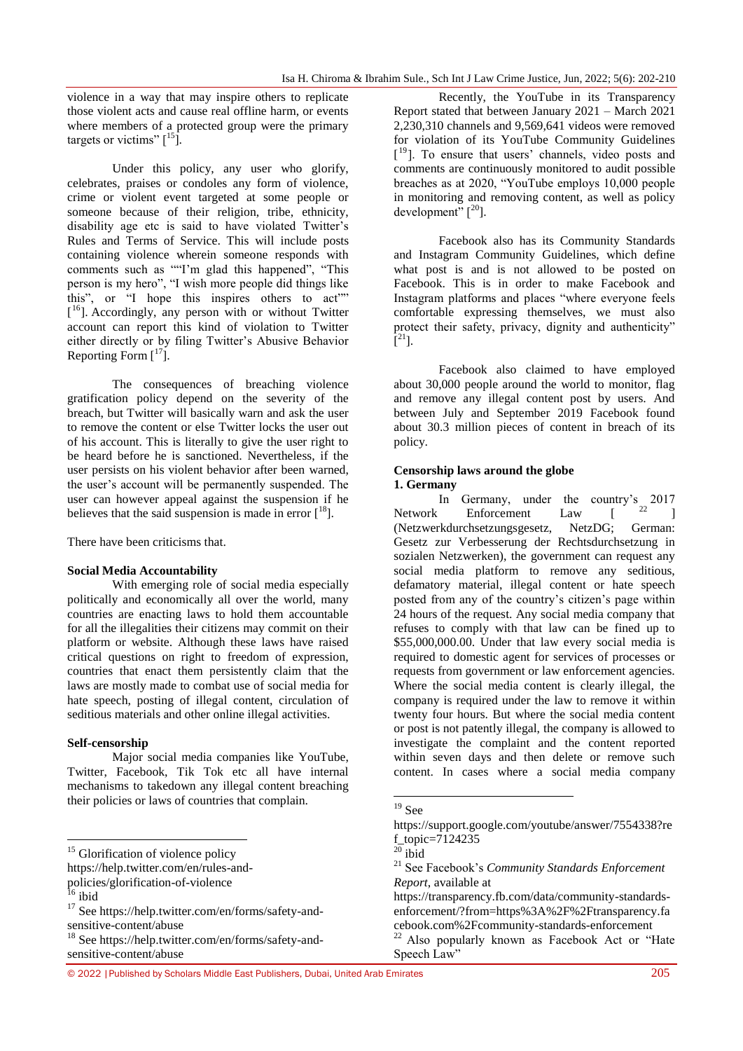violence in a way that may inspire others to replicate those violent acts and cause real offline harm, or events where members of a protected group were the primary targets or victims" [15].

Under this policy, any user who glorify, celebrates, praises or condoles any form of violence, crime or violent event targeted at some people or someone because of their religion, tribe, ethnicity, disability age etc is said to have violated Twitter's Rules and Terms of Service. This will include posts containing violence wherein someone responds with comments such as ""I'm glad this happened", "This person is my hero", "I wish more people did things like this", or "I hope this inspires others to act"" [16]. Accordingly, any person with or without Twitter account can report this kind of violation to Twitter either directly or by filing Twitter's Abusive Behavior Reporting Form [17].

The consequences of breaching violence gratification policy depend on the severity of the breach, but Twitter will basically warn and ask the user to remove the content or else Twitter locks the user out of his account. This is literally to give the user right to be heard before he is sanctioned. Nevertheless, if the user persists on his violent behavior after been warned, the user's account will be permanently suspended. The user can however appeal against the suspension if he believes that the said suspension is made in error [18].

There have been criticisms that.

**Social Media Accountability**

With emerging role of social media especially politically and economically all over the world, many countries are enacting laws to hold them accountable for all the illegalities their citizens may commit on their platform or website. Although these laws have raised critical questions on right to freedom of expression, countries that enact them persistently claim that the laws are mostly made to combat use of social media for hate speech, posting of illegal content, circulation of seditious materials and other online illegal activities.

**Self-censorship**

Major social media companies like YouTube, Twitter, Facebook, Tik Tok etc all have internal mechanisms to takedown any illegal content breaching their policies or laws of countries that complain.

Recently, the YouTube in its Transparency Report stated that between January 2021 – March 2021 2,230,310 channels and 9,569,641 videos were removed for violation of its YouTube Community Guidelines [19]. To ensure that users' channels, video posts and comments are continuously monitored to audit possible breaches as at 2020, "YouTube employs 10,000 people in monitoring and removing content, as well as policy development" [20].

Facebook also has its Community Standards and Instagram Community Guidelines, which define what post is and is not allowed to be posted on Facebook. This is in order to make Facebook and Instagram platforms and places "where everyone feels comfortable expressing themselves, we must also protect their safety, privacy, dignity and authenticity" [21].

Facebook also claimed to have employed about 30,000 people around the world to monitor, flag and remove any illegal content post by users. And between July and September 2019 Facebook found about 30.3 million pieces of content in breach of its policy.

**Censorship laws around the globe**

**1. Germany**

In Germany, under the country's 2017 Network Enforcement Law [ [22] ] (Netzwerkdurchsetzungsgesetz, NetzDG; German: Gesetz zur Verbesserung der Rechtsdurchsetzung in sozialen Netzwerken), the government can request any social media platform to remove any seditious, defamatory material, illegal content or hate speech posted from any of the country's citizen's page within 24 hours of the request. Any social media company that refuses to comply with that law can be fined up to $55,000,000.00. Under that law every social media is required to domestic agent for services of processes or requests from government or law enforcement agencies. Where the social media content is clearly illegal, the company is required under the law to remove it within twenty four hours. But where the social media content or post is not patently illegal, the company is allowed to investigate the complaint and the content reported within seven days and then delete or remove such content. In cases where a social media company

---

[15] Glorification of violence policy https://help.twitter.com/en/rules-and-policies/glorification-of-violence

[16] ibid

[17] See https://help.twitter.com/en/forms/safety-and-sensitive-content/abuse

[18] See https://help.twitter.com/en/forms/safety-and-sensitive-content/abuse

[19] See https://support.google.com/youtube/answer/7554338?ref_topic=7124235

[20] ibid

[21] See Facebook's *Community Standards Enforcement Report*, available at https://transparency.fb.com/data/community-standards-enforcement/?from=https%3A%2F%2Ftransparency.facebook.com%2Fcommunity-standards-enforcement

[22] Also popularly known as Facebook Act or "Hate Speech Law"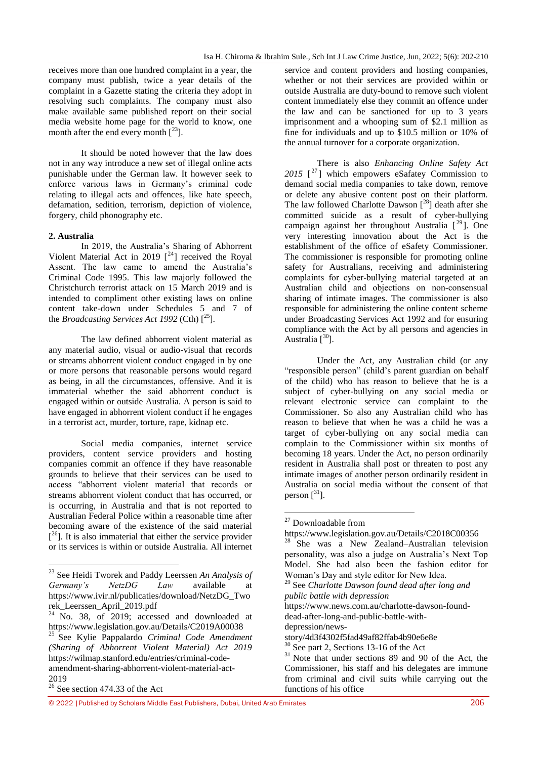receives more than one hundred complaint in a year, the company must publish, twice a year details of the complaint in a Gazette stating the criteria they adopt in resolving such complaints. The company must also make available same published report on their social media website home page for the world to know, one month after the end every month [23].

It should be noted however that the law does not in any way introduce a new set of illegal online acts punishable under the German law. It however seek to enforce various laws in Germany's criminal code relating to illegal acts and offences, like hate speech, defamation, sedition, terrorism, depiction of violence, forgery, child phonography etc.

### 2. Australia

In 2019, the Australia's Sharing of Abhorrent Violent Material Act in 2019 [24] received the Royal Assent. The law came to amend the Australia's Criminal Code 1995. This law majorly followed the Christchurch terrorist attack on 15 March 2019 and is intended to compliment other existing laws on online content take-down under Schedules 5 and 7 of the *Broadcasting Services Act 1992* (Cth) [25].

The law defined abhorrent violent material as any material audio, visual or audio-visual that records or streams abhorrent violent conduct engaged in by one or more persons that reasonable persons would regard as being, in all the circumstances, offensive. And it is immaterial whether the said abhorrent conduct is engaged within or outside Australia. A person is said to have engaged in abhorrent violent conduct if he engages in a terrorist act, murder, torture, rape, kidnap etc.

Social media companies, internet service providers, content service providers and hosting companies commit an offence if they have reasonable grounds to believe that their services can be used to access "abhorrent violent material that records or streams abhorrent violent conduct that has occurred, or is occurring, in Australia and that is not reported to Australian Federal Police within a reasonable time after becoming aware of the existence of the said material [26]. It is also immaterial that either the service provider or its services is within or outside Australia. All internet service and content providers and hosting companies, whether or not their services are provided within or outside Australia are duty-bound to remove such violent content immediately else they commit an offence under the law and can be sanctioned for up to 3 years imprisonment and a whooping sum of $2.1 million as fine for individuals and up to $10.5 million or 10% of the annual turnover for a corporate organization.

There is also *Enhancing Online Safety Act 2015* [27] which empowers eSafatey Commission to demand social media companies to take down, remove or delete any abusive content post on their platform. The law followed Charlotte Dawson [28] death after she committed suicide as a result of cyber-bullying campaign against her throughout Australia [29]. One very interesting innovation about the Act is the establishment of the office of eSafety Commissioner. The commissioner is responsible for promoting online safety for Australians, receiving and administering complaints for cyber-bullying material targeted at an Australian child and objections on non-consensual sharing of intimate images. The commissioner is also responsible for administering the online content scheme under Broadcasting Services Act 1992 and for ensuring compliance with the Act by all persons and agencies in Australia [30].

Under the Act, any Australian child (or any "responsible person" (child's parent guardian on behalf of the child) who has reason to believe that he is a subject of cyber-bullying on any social media or relevant electronic service can complaint to the Commissioner. So also any Australian child who has reason to believe that when he was a child he was a target of cyber-bullying on any social media can complain to the Commissioner within six months of becoming 18 years. Under the Act, no person ordinarily resident in Australia shall post or threaten to post any intimate images of another person ordinarily resident in Australia on social media without the consent of that person [31].

---

[23] See Heidi Tworek and Paddy Leerssen *An Analysis of Germany's NetzDG Law* available at https://www.ivir.nl/publicaties/download/NetzDG_Tworek_Leerssen_April_2019.pdf

[24] No. 38, of 2019; accessed and downloaded at https://www.legislation.gov.au/Details/C2019A00038

[25] See Kylie Pappalardo *Criminal Code Amendment (Sharing of Abhorrent Violent Material) Act 2019* https://wilmap.stanford.edu/entries/criminal-code-amendment-sharing-abhorrent-violent-material-act-2019

[26] See section 474.33 of the Act

[27] Downloadable from https://www.legislation.gov.au/Details/C2018C00356

[28] She was a New Zealand–Australian television personality, was also a judge on Australia's Next Top Model. She had also been the fashion editor for Woman's Day and style editor for New Idea.

[29] See *Charlotte Dawson found dead after long and public battle with depression* https://www.news.com.au/charlotte-dawson-found-dead-after-long-and-public-battle-with-depression/news-story/4d3f4302f5fad49af82ffab4b90e6e8e

[30] See part 2, Sections 13-16 of the Act

[31] Note that under sections 89 and 90 of the Act, the Commissioner, his staff and his delegates are immune from criminal and civil suits while carrying out the functions of his office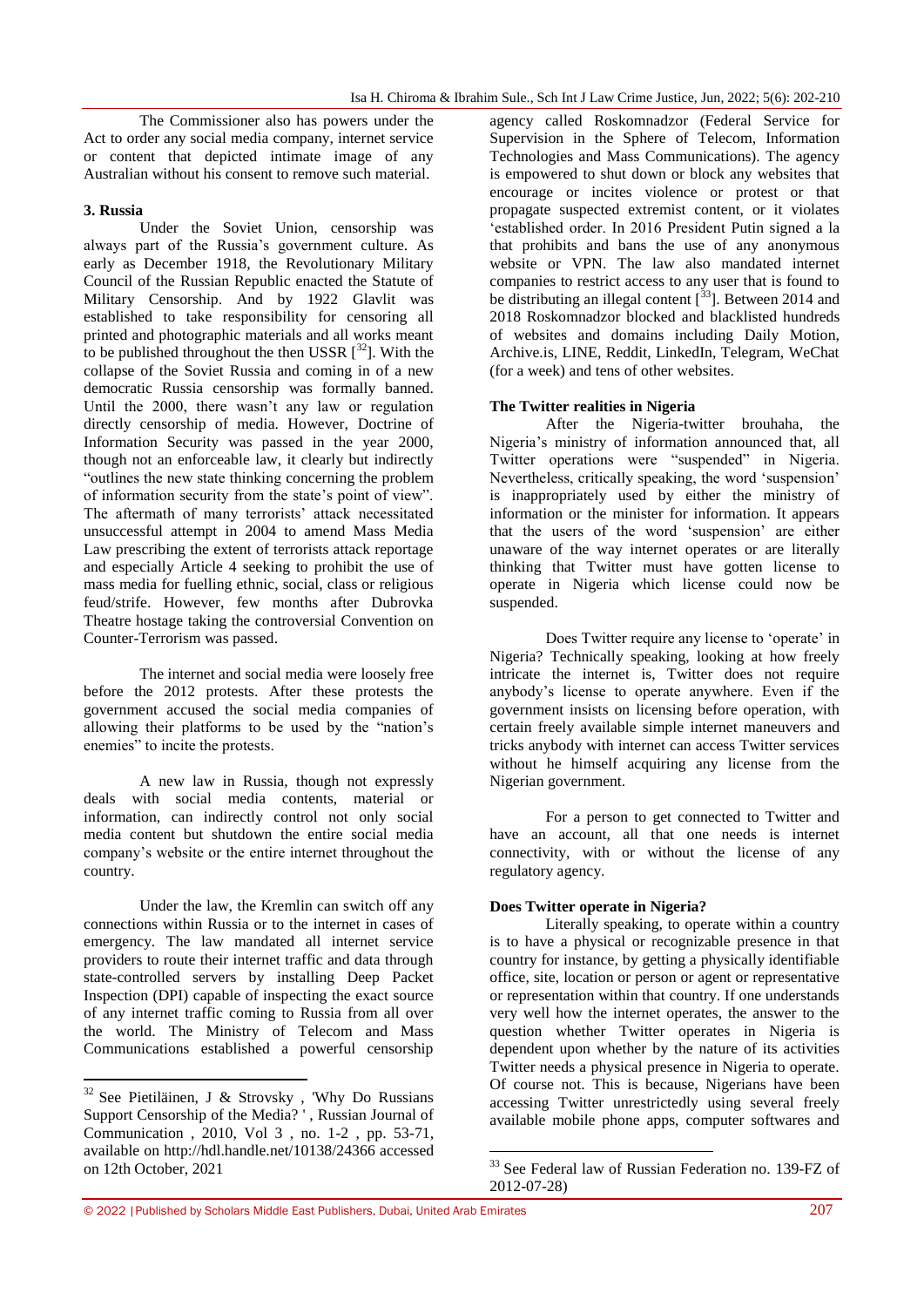The Commissioner also has powers under the Act to order any social media company, internet service or content that depicted intimate image of any Australian without his consent to remove such material.

**3. Russia**

Under the Soviet Union, censorship was always part of the Russia's government culture. As early as December 1918, the Revolutionary Military Council of the Russian Republic enacted the Statute of Military Censorship. And by 1922 Glavlit was established to take responsibility for censoring all printed and photographic materials and all works meant to be published throughout the then USSR [32]. With the collapse of the Soviet Russia and coming in of a new democratic Russia censorship was formally banned. Until the 2000, there wasn't any law or regulation directly censorship of media. However, Doctrine of Information Security was passed in the year 2000, though not an enforceable law, it clearly but indirectly "outlines the new state thinking concerning the problem of information security from the state's point of view". The aftermath of many terrorists' attack necessitated unsuccessful attempt in 2004 to amend Mass Media Law prescribing the extent of terrorists attack reportage and especially Article 4 seeking to prohibit the use of mass media for fuelling ethnic, social, class or religious feud/strife. However, few months after Dubrovka Theatre hostage taking the controversial Convention on Counter-Terrorism was passed.

The internet and social media were loosely free before the 2012 protests. After these protests the government accused the social media companies of allowing their platforms to be used by the "nation's enemies" to incite the protests.

A new law in Russia, though not expressly deals with social media contents, material or information, can indirectly control not only social media content but shutdown the entire social media company's website or the entire internet throughout the country.

Under the law, the Kremlin can switch off any connections within Russia or to the internet in cases of emergency. The law mandated all internet service providers to route their internet traffic and data through state-controlled servers by installing Deep Packet Inspection (DPI) capable of inspecting the exact source of any internet traffic coming to Russia from all over the world. The Ministry of Telecom and Mass Communications established a powerful censorship agency called Roskomnadzor (Federal Service for Supervision in the Sphere of Telecom, Information Technologies and Mass Communications). The agency is empowered to shut down or block any websites that encourage or incites violence or protest or that propagate suspected extremist content, or it violates 'established order. In 2016 President Putin signed a la that prohibits and bans the use of any anonymous website or VPN. The law also mandated internet companies to restrict access to any user that is found to be distributing an illegal content [33]. Between 2014 and 2018 Roskomnadzor blocked and blacklisted hundreds of websites and domains including Daily Motion, Archive.is, LINE, Reddit, LinkedIn, Telegram, WeChat (for a week) and tens of other websites.

**The Twitter realities in Nigeria**

After the Nigeria-twitter brouhaha, the Nigeria's ministry of information announced that, all Twitter operations were "suspended" in Nigeria. Nevertheless, critically speaking, the word 'suspension' is inappropriately used by either the ministry of information or the minister for information. It appears that the users of the word 'suspension' are either unaware of the way internet operates or are literally thinking that Twitter must have gotten license to operate in Nigeria which license could now be suspended.

Does Twitter require any license to 'operate' in Nigeria? Technically speaking, looking at how freely intricate the internet is, Twitter does not require anybody's license to operate anywhere. Even if the government insists on licensing before operation, with certain freely available simple internet maneuvers and tricks anybody with internet can access Twitter services without he himself acquiring any license from the Nigerian government.

For a person to get connected to Twitter and have an account, all that one needs is internet connectivity, with or without the license of any regulatory agency.

**Does Twitter operate in Nigeria?**

Literally speaking, to operate within a country is to have a physical or recognizable presence in that country for instance, by getting a physically identifiable office, site, location or person or agent or representative or representation within that country. If one understands very well how the internet operates, the answer to the question whether Twitter operates in Nigeria is dependent upon whether by the nature of its activities Twitter needs a physical presence in Nigeria to operate. Of course not. This is because, Nigerians have been accessing Twitter unrestrictedly using several freely available mobile phone apps, computer softwares and

---

[32] See Pietiläinen, J & Strovsky , 'Why Do Russians Support Censorship of the Media? ' , Russian Journal of Communication , 2010, Vol 3 , no. 1-2 , pp. 53-71, available on http://hdl.handle.net/10138/24366 accessed on 12th October, 2021

[33] See Federal law of Russian Federation no. 139-FZ of 2012-07-28)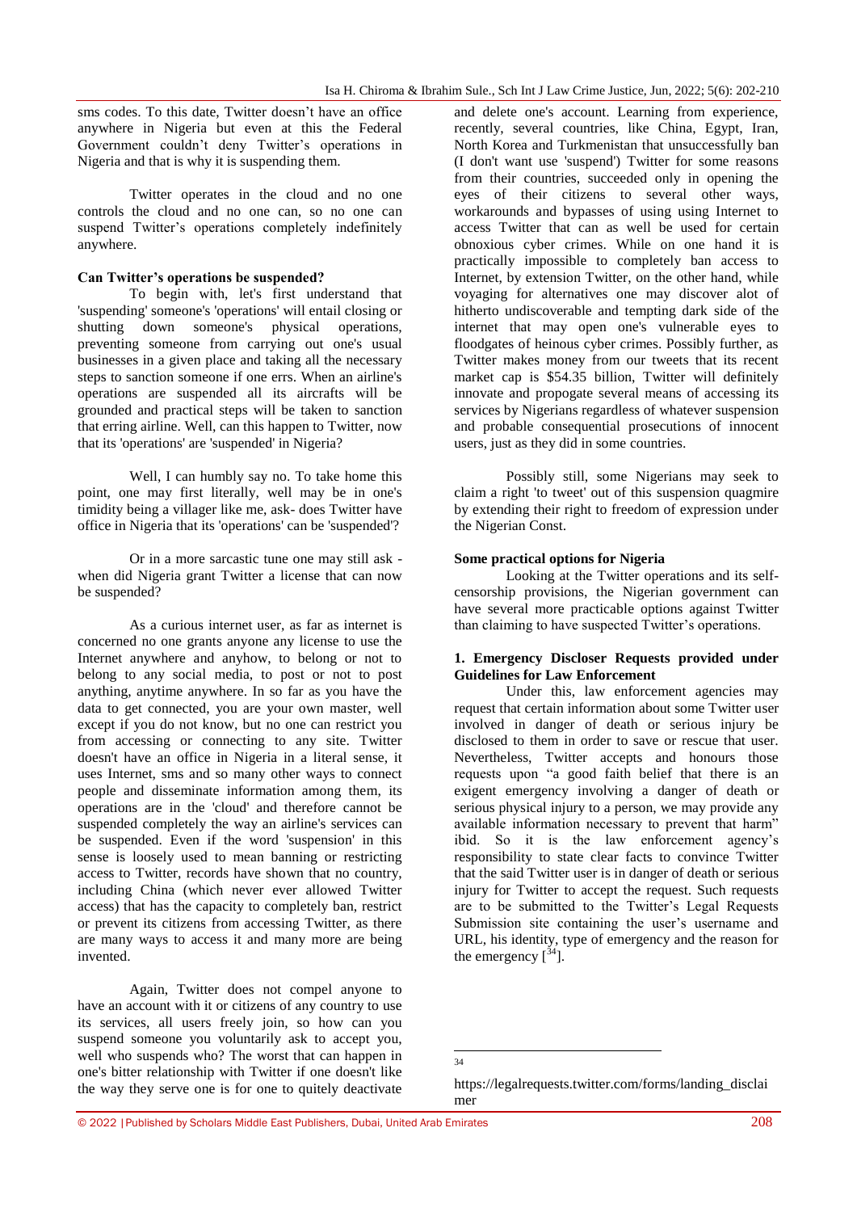sms codes. To this date, Twitter doesn't have an office anywhere in Nigeria but even at this the Federal Government couldn't deny Twitter's operations in Nigeria and that is why it is suspending them.

Twitter operates in the cloud and no one controls the cloud and no one can, so no one can suspend Twitter's operations completely indefinitely anywhere.

**Can Twitter's operations be suspended?**

To begin with, let's first understand that 'suspending' someone's 'operations' will entail closing or shutting down someone's physical operations, preventing someone from carrying out one's usual businesses in a given place and taking all the necessary steps to sanction someone if one errs. When an airline's operations are suspended all its aircrafts will be grounded and practical steps will be taken to sanction that erring airline. Well, can this happen to Twitter, now that its 'operations' are 'suspended' in Nigeria?

Well, I can humbly say no. To take home this point, one may first literally, well may be in one's timidity being a villager like me, ask- does Twitter have office in Nigeria that its 'operations' can be 'suspended'?

Or in a more sarcastic tune one may still ask - when did Nigeria grant Twitter a license that can now be suspended?

As a curious internet user, as far as internet is concerned no one grants anyone any license to use the Internet anywhere and anyhow, to belong or not to belong to any social media, to post or not to post anything, anytime anywhere. In so far as you have the data to get connected, you are your own master, well except if you do not know, but no one can restrict you from accessing or connecting to any site. Twitter doesn't have an office in Nigeria in a literal sense, it uses Internet, sms and so many other ways to connect people and disseminate information among them, its operations are in the 'cloud' and therefore cannot be suspended completely the way an airline's services can be suspended. Even if the word 'suspension' in this sense is loosely used to mean banning or restricting access to Twitter, records have shown that no country, including China (which never ever allowed Twitter access) that has the capacity to completely ban, restrict or prevent its citizens from accessing Twitter, as there are many ways to access it and many more are being invented.

Again, Twitter does not compel anyone to have an account with it or citizens of any country to use its services, all users freely join, so how can you suspend someone you voluntarily ask to accept you, well who suspends who? The worst that can happen in one's bitter relationship with Twitter if one doesn't like the way they serve one is for one to quitely deactivate and delete one's account. Learning from experience, recently, several countries, like China, Egypt, Iran, North Korea and Turkmenistan that unsuccessfully ban (I don't want use 'suspend') Twitter for some reasons from their countries, succeeded only in opening the eyes of their citizens to several other ways, workarounds and bypasses of using using Internet to access Twitter that can as well be used for certain obnoxious cyber crimes. While on one hand it is practically impossible to completely ban access to Internet, by extension Twitter, on the other hand, while voyaging for alternatives one may discover alot of hitherto undiscoverable and tempting dark side of the internet that may open one's vulnerable eyes to floodgates of heinous cyber crimes. Possibly further, as Twitter makes money from our tweets that its recent market cap is $54.35 billion, Twitter will definitely innovate and propogate several means of accessing its services by Nigerians regardless of whatever suspension and probable consequential prosecutions of innocent users, just as they did in some countries.

Possibly still, some Nigerians may seek to claim a right 'to tweet' out of this suspension quagmire by extending their right to freedom of expression under the Nigerian Const.

**Some practical options for Nigeria**

Looking at the Twitter operations and its self-censorship provisions, the Nigerian government can have several more practicable options against Twitter than claiming to have suspected Twitter's operations.

**1. Emergency Discloser Requests provided under Guidelines for Law Enforcement**

Under this, law enforcement agencies may request that certain information about some Twitter user involved in danger of death or serious injury be disclosed to them in order to save or rescue that user. Nevertheless, Twitter accepts and honours those requests upon "a good faith belief that there is an exigent emergency involving a danger of death or serious physical injury to a person, we may provide any available information necessary to prevent that harm" ibid. So it is the law enforcement agency's responsibility to state clear facts to convince Twitter that the said Twitter user is in danger of death or serious injury for Twitter to accept the request. Such requests are to be submitted to the Twitter's Legal Requests Submission site containing the user's username and URL, his identity, type of emergency and the reason for the emergency [34].

---

[34] https://legalrequests.twitter.com/forms/landing_disclaimer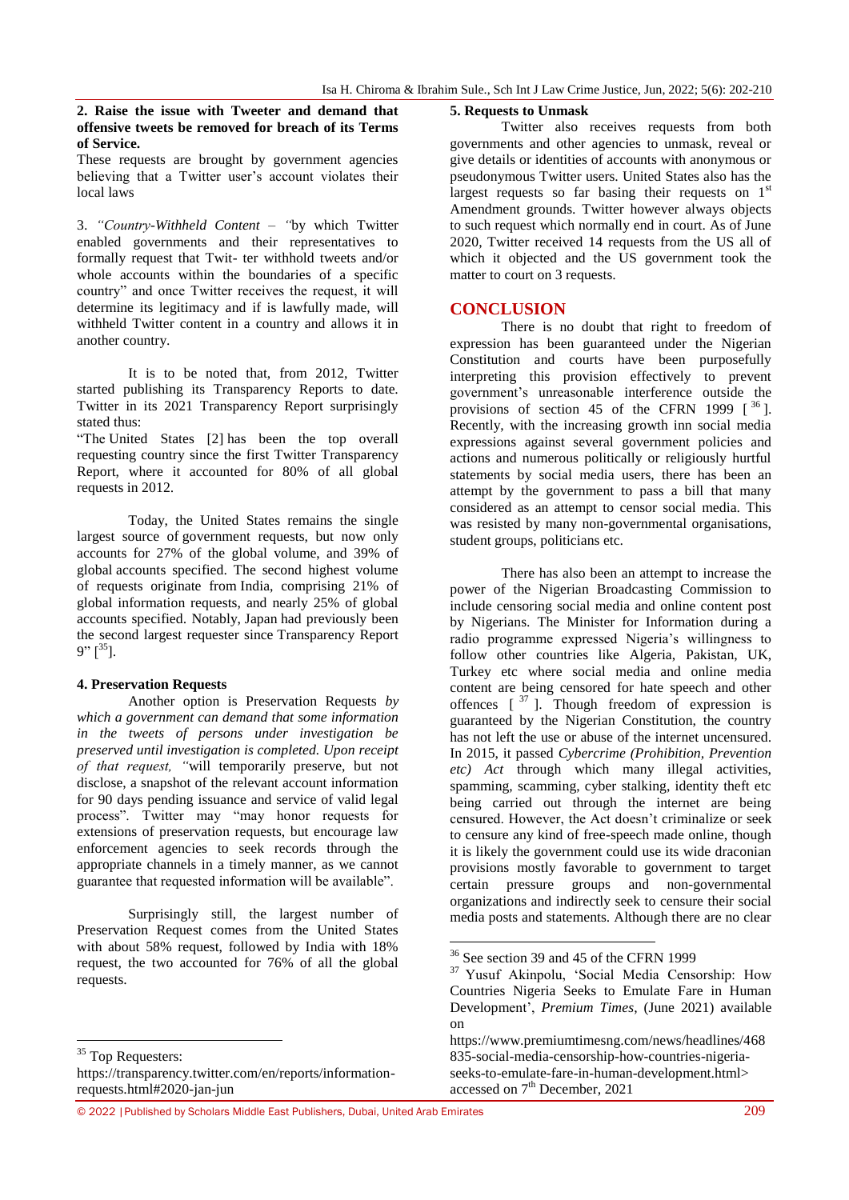**2. Raise the issue with Tweeter and demand that offensive tweets be removed for breach of its Terms of Service.**

These requests are brought by government agencies believing that a Twitter user's account violates their local laws

3. *"Country-Withheld Content – "*by which Twitter enabled governments and their representatives to formally request that Twit- ter withhold tweets and/or whole accounts within the boundaries of a specific country" and once Twitter receives the request, it will determine its legitimacy and if is lawfully made, will withheld Twitter content in a country and allows it in another country.

It is to be noted that, from 2012, Twitter started publishing its Transparency Reports to date. Twitter in its 2021 Transparency Report surprisingly stated thus:

"The United States [2] has been the top overall requesting country since the first Twitter Transparency Report, where it accounted for 80% of all global requests in 2012.

Today, the United States remains the single largest source of government requests, but now only accounts for 27% of the global volume, and 39% of global accounts specified. The second highest volume of requests originate from India, comprising 21% of global information requests, and nearly 25% of global accounts specified. Notably, Japan had previously been the second largest requester since Transparency Report 9" [[35]].

**4. Preservation Requests**

Another option is Preservation Requests *by which a government can demand that some information in the tweets of persons under investigation be preserved until investigation is completed. Upon receipt of that request, "*will temporarily preserve, but not disclose, a snapshot of the relevant account information for 90 days pending issuance and service of valid legal process". Twitter may "may honor requests for extensions of preservation requests, but encourage law enforcement agencies to seek records through the appropriate channels in a timely manner, as we cannot guarantee that requested information will be available".

Surprisingly still, the largest number of Preservation Request comes from the United States with about 58% request, followed by India with 18% request, the two accounted for 76% of all the global requests.

**5. Requests to Unmask**

Twitter also receives requests from both governments and other agencies to unmask, reveal or give details or identities of accounts with anonymous or pseudonymous Twitter users. United States also has the largest requests so far basing their requests on 1st Amendment grounds. Twitter however always objects to such request which normally end in court. As of June 2020, Twitter received 14 requests from the US all of which it objected and the US government took the matter to court on 3 requests.

## CONCLUSION

There is no doubt that right to freedom of expression has been guaranteed under the Nigerian Constitution and courts have been purposefully interpreting this provision effectively to prevent government's unreasonable interference outside the provisions of section 45 of the CFRN 1999 [[36]]. Recently, with the increasing growth inn social media expressions against several government policies and actions and numerous politically or religiously hurtful statements by social media users, there has been an attempt by the government to pass a bill that many considered as an attempt to censor social media. This was resisted by many non-governmental organisations, student groups, politicians etc.

There has also been an attempt to increase the power of the Nigerian Broadcasting Commission to include censoring social media and online content post by Nigerians. The Minister for Information during a radio programme expressed Nigeria's willingness to follow other countries like Algeria, Pakistan, UK, Turkey etc where social media and online media content are being censored for hate speech and other offences [[37]]. Though freedom of expression is guaranteed by the Nigerian Constitution, the country has not left the use or abuse of the internet uncensured. In 2015, it passed *Cybercrime (Prohibition, Prevention etc) Act* through which many illegal activities, spamming, scamming, cyber stalking, identity theft etc being carried out through the internet are being censured. However, the Act doesn't criminalize or seek to censure any kind of free-speech made online, though it is likely the government could use its wide draconian provisions mostly favorable to government to target certain pressure groups and non-governmental organizations and indirectly seek to censure their social media posts and statements. Although there are no clear

---

[35] Top Requesters: https://transparency.twitter.com/en/reports/information-requests.html#2020-jan-jun

[36] See section 39 and 45 of the CFRN 1999

[37] Yusuf Akinpolu, 'Social Media Censorship: How Countries Nigeria Seeks to Emulate Fare in Human Development', *Premium Times*, (June 2021) available on https://www.premiumtimesng.com/news/headlines/468835-social-media-censorship-how-countries-nigeria-seeks-to-emulate-fare-in-human-development.html> accessed on 7th December, 2021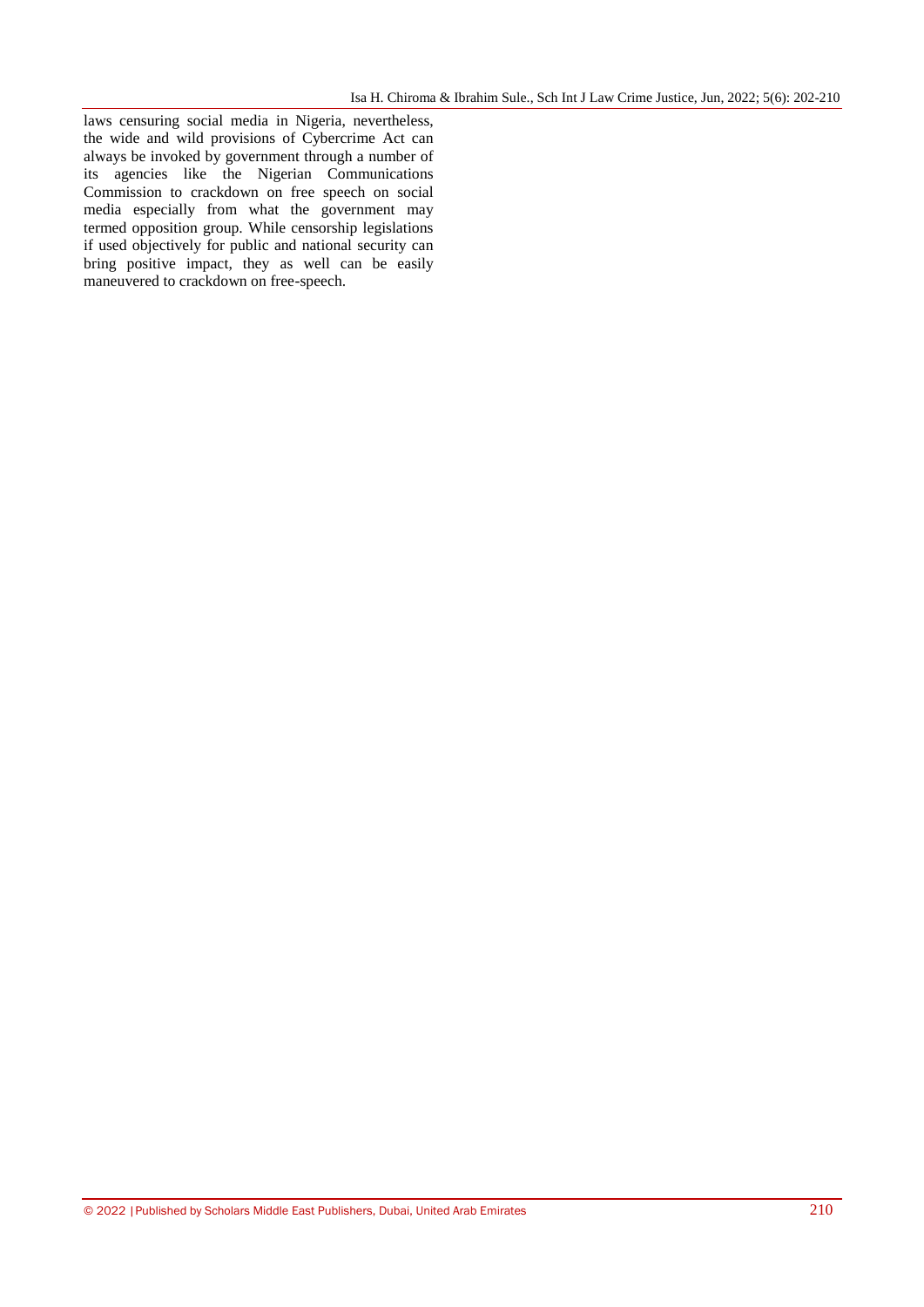laws censuring social media in Nigeria, nevertheless, the wide and wild provisions of Cybercrime Act can always be invoked by government through a number of its agencies like the Nigerian Communications Commission to crackdown on free speech on social media especially from what the government may termed opposition group. While censorship legislations if used objectively for public and national security can bring positive impact, they as well can be easily maneuvered to crackdown on free-speech.